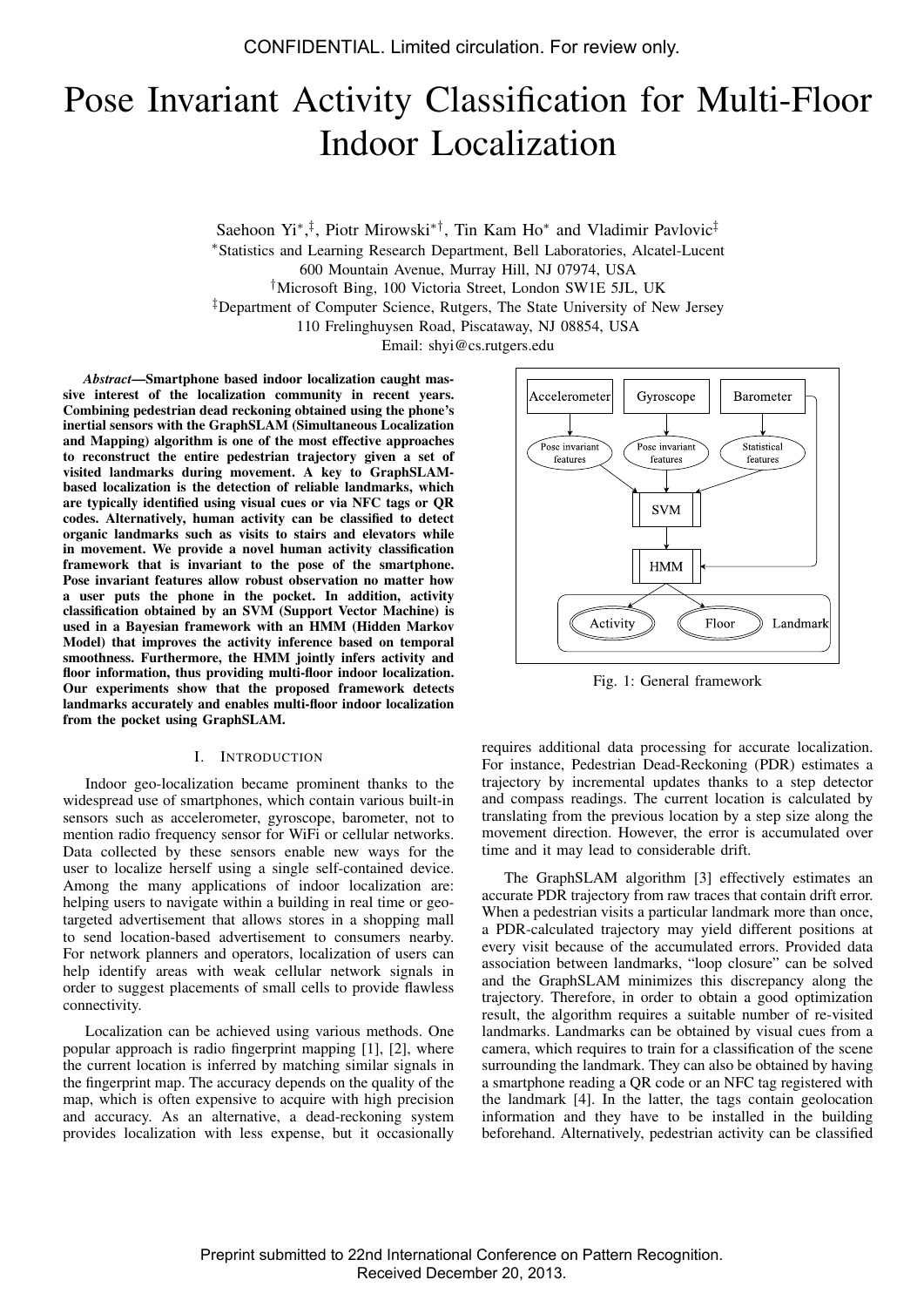# Pose Invariant Activity Classification for Multi-Floor Indoor Localization

Saehoon Yi[*,‡], Piotr Mirowski[*†], Tin Kam Ho[*] and Vladimir Pavlovic[‡]

[*]Statistics and Learning Research Department, Bell Laboratories, Alcatel-Lucent
600 Mountain Avenue, Murray Hill, NJ 07974, USA

[†]Microsoft Bing, 100 Victoria Street, London SW1E 5JL, UK

[‡]Department of Computer Science, Rutgers, The State University of New Jersey
110 Frelinghuysen Road, Piscataway, NJ 08854, USA

Email: shyi@cs.rutgers.edu

***Abstract*—Smartphone based indoor localization caught massive interest of the localization community in recent years. Combining pedestrian dead reckoning obtained using the phone's inertial sensors with the GraphSLAM (Simultaneous Localization and Mapping) algorithm is one of the most effective approaches to reconstruct the entire pedestrian trajectory given a set of visited landmarks during movement. A key to GraphSLAM-based localization is the detection of reliable landmarks, which are typically identified using visual cues or via NFC tags or QR codes. Alternatively, human activity can be classified to detect organic landmarks such as visits to stairs and elevators while in movement. We provide a novel human activity classification framework that is invariant to the pose of the smartphone. Pose invariant features allow robust observation no matter how a user puts the phone in the pocket. In addition, activity classification obtained by an SVM (Support Vector Machine) is used in a Bayesian framework with an HMM (Hidden Markov Model) that improves the activity inference based on temporal smoothness. Furthermore, the HMM jointly infers activity and floor information, thus providing multi-floor indoor localization. Our experiments show that the proposed framework detects landmarks accurately and enables multi-floor indoor localization from the pocket using GraphSLAM.**

Accelerometer | Gyroscope | Barometer → Pose invariant features | Pose invariant features | Statistical features → SVM → HMM → Activity, Floor (Landmark)

Fig. 1: General framework

## I. Introduction

Indoor geo-localization became prominent thanks to the widespread use of smartphones, which contain various built-in sensors such as accelerometer, gyroscope, barometer, not to mention radio frequency sensor for WiFi or cellular networks. Data collected by these sensors enable new ways for the user to localize herself using a single self-contained device. Among the many applications of indoor localization are: helping users to navigate within a building in real time or geo-targeted advertisement that allows stores in a shopping mall to send location-based advertisement to consumers nearby. For network planners and operators, localization of users can help identify areas with weak cellular network signals in order to suggest placements of small cells to provide flawless connectivity.

Localization can be achieved using various methods. One popular approach is radio fingerprint mapping [1], [2], where the current location is inferred by matching similar signals in the fingerprint map. The accuracy depends on the quality of the map, which is often expensive to acquire with high precision and accuracy. As an alternative, a dead-reckoning system provides localization with less expense, but it occasionally requires additional data processing for accurate localization. For instance, Pedestrian Dead-Reckoning (PDR) estimates a trajectory by incremental updates thanks to a step detector and compass readings. The current location is calculated by translating from the previous location by a step size along the movement direction. However, the error is accumulated over time and it may lead to considerable drift.

The GraphSLAM algorithm [3] effectively estimates an accurate PDR trajectory from raw traces that contain drift error. When a pedestrian visits a particular landmark more than once, a PDR-calculated trajectory may yield different positions at every visit because of the accumulated errors. Provided data association between landmarks, "loop closure" can be solved and the GraphSLAM minimizes this discrepancy along the trajectory. Therefore, in order to obtain a good optimization result, the algorithm requires a suitable number of re-visited landmarks. Landmarks can be obtained by visual cues from a camera, which requires to train for a classification of the scene surrounding the landmark. They can also be obtained by having a smartphone reading a QR code or an NFC tag registered with the landmark [4]. In the latter, the tags contain geolocation information and they have to be installed in the building beforehand. Alternatively, pedestrian activity can be classified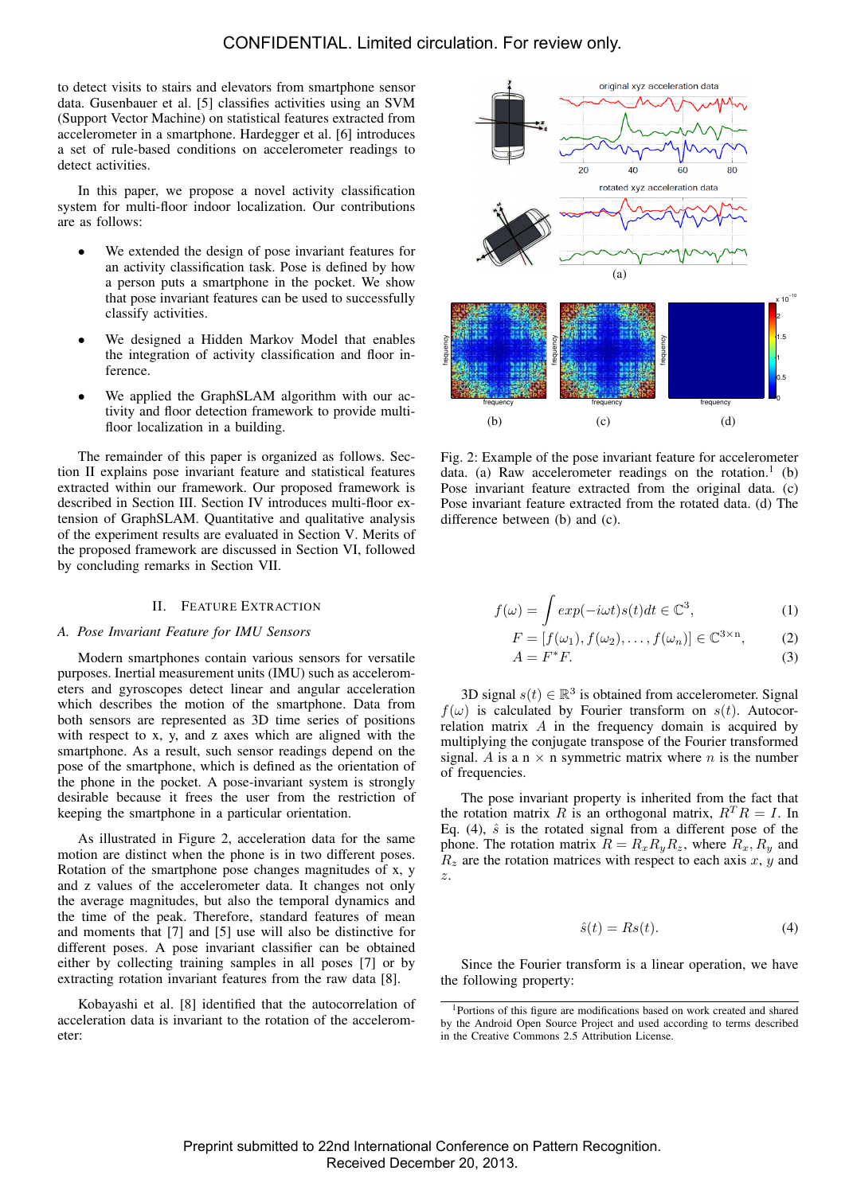to detect visits to stairs and elevators from smartphone sensor data. Gusenbauer et al. [5] classifies activities using an SVM (Support Vector Machine) on statistical features extracted from accelerometer in a smartphone. Hardegger et al. [6] introduces a set of rule-based conditions on accelerometer readings to detect activities.

In this paper, we propose a novel activity classification system for multi-floor indoor localization. Our contributions are as follows:

- We extended the design of pose invariant features for an activity classification task. Pose is defined by how a person puts a smartphone in the pocket. We show that pose invariant features can be used to successfully classify activities.
- We designed a Hidden Markov Model that enables the integration of activity classification and floor inference.
- We applied the GraphSLAM algorithm with our activity and floor detection framework to provide multi-floor localization in a building.

The remainder of this paper is organized as follows. Section II explains pose invariant feature and statistical features extracted within our framework. Our proposed framework is described in Section III. Section IV introduces multi-floor extension of GraphSLAM. Quantitative and qualitative analysis of the experiment results are evaluated in Section V. Merits of the proposed framework are discussed in Section VI, followed by concluding remarks in Section VII.

## II. Feature Extraction

### A. Pose Invariant Feature for IMU Sensors

Modern smartphones contain various sensors for versatile purposes. Inertial measurement units (IMU) such as accelerometers and gyroscopes detect linear and angular acceleration which describes the motion of the smartphone. Data from both sensors are represented as 3D time series of positions with respect to x, y, and z axes which are aligned with the smartphone. As a result, such sensor readings depend on the pose of the smartphone, which is defined as the orientation of the phone in the pocket. A pose-invariant system is strongly desirable because it frees the user from the restriction of keeping the smartphone in a particular orientation.

As illustrated in Figure 2, acceleration data for the same motion are distinct when the phone is in two different poses. Rotation of the smartphone pose changes magnitudes of x, y and z values of the accelerometer data. It changes not only the average magnitudes, but also the temporal dynamics and the time of the peak. Therefore, standard features of mean and moments that [7] and [5] use will also be distinctive for different poses. A pose invariant classifier can be obtained either by collecting training samples in all poses [7] or by extracting rotation invariant features from the raw data [8].

Kobayashi et al. [8] identified that the autocorrelation of acceleration data is invariant to the rotation of the accelerometer:

Fig. 2: Example of the pose invariant feature for accelerometer data. (a) Raw accelerometer readings on the rotation.[1] (b) Pose invariant feature extracted from the original data. (c) Pose invariant feature extracted from the rotated data. (d) The difference between (b) and (c).

$$f(\omega) = \int exp(-i\omega t)s(t)dt \in \mathbb{C}^3, \tag{1}$$

$$F = [f(\omega_1), f(\omega_2), \ldots, f(\omega_n)] \in \mathbb{C}^{3\times n}, \tag{2}$$

$$A = F^* F. \tag{3}$$

3D signal $s(t) \in \mathbb{R}^3$ is obtained from accelerometer. Signal $f(\omega)$ is calculated by Fourier transform on $s(t)$. Autocorrelation matrix $A$ in the frequency domain is acquired by multiplying the conjugate transpose of the Fourier transformed signal. $A$ is a n × n symmetric matrix where $n$ is the number of frequencies.

The pose invariant property is inherited from the fact that the rotation matrix $R$ is an orthogonal matrix, $R^T R = I$. In Eq. (4), $\hat{s}$ is the rotated signal from a different pose of the phone. The rotation matrix $R = R_x R_y R_z$, where $R_x$, $R_y$ and $R_z$ are the rotation matrices with respect to each axis $x$, $y$ and $z$.

$$\hat{s}(t) = Rs(t). \tag{4}$$

Since the Fourier transform is a linear operation, we have the following property:

[1] Portions of this figure are modifications based on work created and shared by the Android Open Source Project and used according to terms described in the Creative Commons 2.5 Attribution License.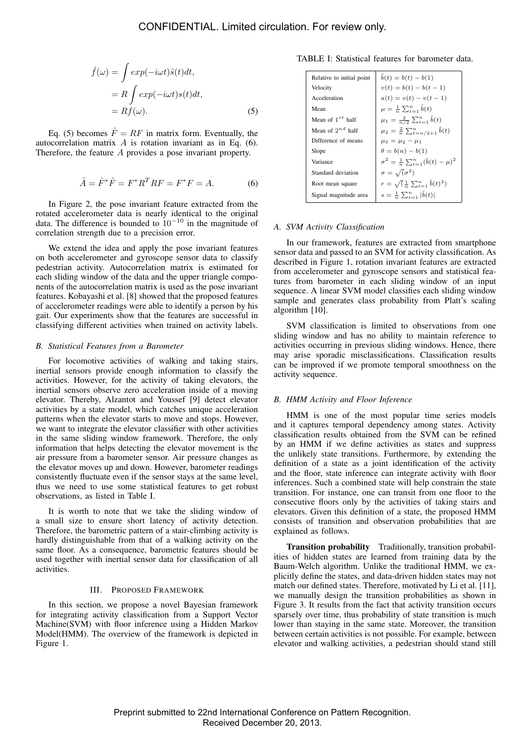$$
\begin{aligned}
\hat{f}(\omega) &= \int exp(-i\omega t)\hat{s}(t)dt, \\
&= R\int exp(-i\omega t)s(t)dt, \\
&= Rf(\omega).
\end{aligned} \tag{5}
$$

Eq. (5) becomes $\hat{F} = RF$ in matrix form. Eventually, the autocorrelation matrix $A$ is rotation invariant as in Eq. (6). Therefore, the feature $A$ provides a pose invariant property.

$$
\hat{A} = \hat{F}^*\hat{F} = F^*R^TRF = F^*F = A. \tag{6}
$$

In Figure 2, the pose invariant feature extracted from the rotated accelerometer data is nearly identical to the original data. The difference is bounded to $10^{-10}$ in the magnitude of correlation strength due to a precision error.

We extend the idea and apply the pose invariant features on both accelerometer and gyroscope sensor data to classify pedestrian activity. Autocorrelation matrix is estimated for each sliding window of the data and the upper triangle components of the autocorrelation matrix is used as the pose invariant features. Kobayashi et al. [8] showed that the proposed features of accelerometer readings were able to identify a person by his gait. Our experiments show that the features are successful in classifying different activities when trained on activity labels.

### B. Statistical Features from a Barometer

For locomotive activities of walking and taking stairs, inertial sensors provide enough information to classify the activities. However, for the activity of taking elevators, the inertial sensors observe zero acceleration inside of a moving elevator. Thereby, Alzantot and Youssef [9] detect elevator activities by a state model, which catches unique acceleration patterns when the elevator starts to move and stops. However, we want to integrate the elevator classifier with other activities in the same sliding window framework. Therefore, the only information that helps detecting the elevator movement is the air pressure from a barometer sensor. Air pressure changes as the elevator moves up and down. However, barometer readings consistently fluctuate even if the sensor stays at the same level, thus we need to use some statistical features to get robust observations, as listed in Table I.

It is worth to note that we take the sliding window of a small size to ensure short latency of activity detection. Therefore, the barometric pattern of a stair-climbing activity is hardly distinguishable from that of a walking activity on the same floor. As a consequence, barometric features should be used together with inertial sensor data for classification of all activities.

## III. Proposed Framework

In this section, we propose a novel Bayesian framework for integrating activity classification from a Support Vector Machine(SVM) with floor inference using a Hidden Markov Model(HMM). The overview of the framework is depicted in Figure 1.

TABLE I: Statistical features for barometer data.

| Feature | Definition |
|---|---|
| Relative to initial point | $\tilde{b}(t) = b(t) - b(1)$ |
| Velocity | $v(t) = b(t) - b(t-1)$ |
| Acceleration | $a(t) = v(t) - v(t-1)$ |
| Mean | $\mu = \frac{1}{n}\sum_{t=1}^{n}\tilde{b}(t)$ |
| Mean of $1^{st}$ half | $\mu_1 = \frac{2}{n/2}\sum_{t=1}^{n}\tilde{b}(t)$ |
| Mean of $2^{nd}$ half | $\mu_2 = \frac{2}{n}\sum_{t=n/2+1}^{n}\tilde{b}(t)$ |
| Difference of means | $\mu_\delta = \mu_2 - \mu_1$ |
| Slope | $\theta = b(n) - b(1)$ |
| Variance | $\sigma^2 = \frac{1}{n}\sum_{t=1}^{n}(\tilde{b}(t) - \mu)^2$ |
| Standard deviation | $\sigma = \sqrt(\sigma^2)$ |
| Root mean square | $r = \sqrt(\frac{1}{n}\sum_{t=1}^{n}\tilde{b}(t)^2)$ |
| Signal magnitude area | $s = \frac{1}{n}\sum_{t=1}^{n}\lvert\tilde{b}(t)\rvert$ |

### A. SVM Activity Classification

In our framework, features are extracted from smartphone sensor data and passed to an SVM for activity classification. As described in Figure 1, rotation invariant features are extracted from accelerometer and gyroscope sensors and statistical features from barometer in each sliding window of an input sequence. A linear SVM model classifies each sliding window sample and generates class probability from Platt's scaling algorithm [10].

SVM classification is limited to observations from one sliding window and has no ability to maintain reference to activities occurring in previous sliding windows. Hence, there may arise sporadic misclassifications. Classification results can be improved if we promote temporal smoothness on the activity sequence.

### B. HMM Activity and Floor Inference

HMM is one of the most popular time series models and it captures temporal dependency among states. Activity classification results obtained from the SVM can be refined by an HMM if we define activities as states and suppress the unlikely state transitions. Furthermore, by extending the definition of a state as a joint identification of the activity and the floor, state inference can integrate activity with floor inferences. Such a combined state will help constrain the state transition. For instance, one can transit from one floor to the consecutive floors only by the activities of taking stairs and elevators. Given this definition of a state, the proposed HMM consists of transition and observation probabilities that are explained as follows.

**Transition probability** Traditionally, transition probabilities of hidden states are learned from training data by the Baum-Welch algorithm. Unlike the traditional HMM, we explicitly define the states, and data-driven hidden states may not match our defined states. Therefore, motivated by Li et al. [11], we manually design the transition probabilities as shown in Figure 3. It results from the fact that activity transition occurs sparsely over time, thus probability of state transition is much lower than staying in the same state. Moreover, the transition between certain activities is not possible. For example, between elevator and walking activities, a pedestrian should stand still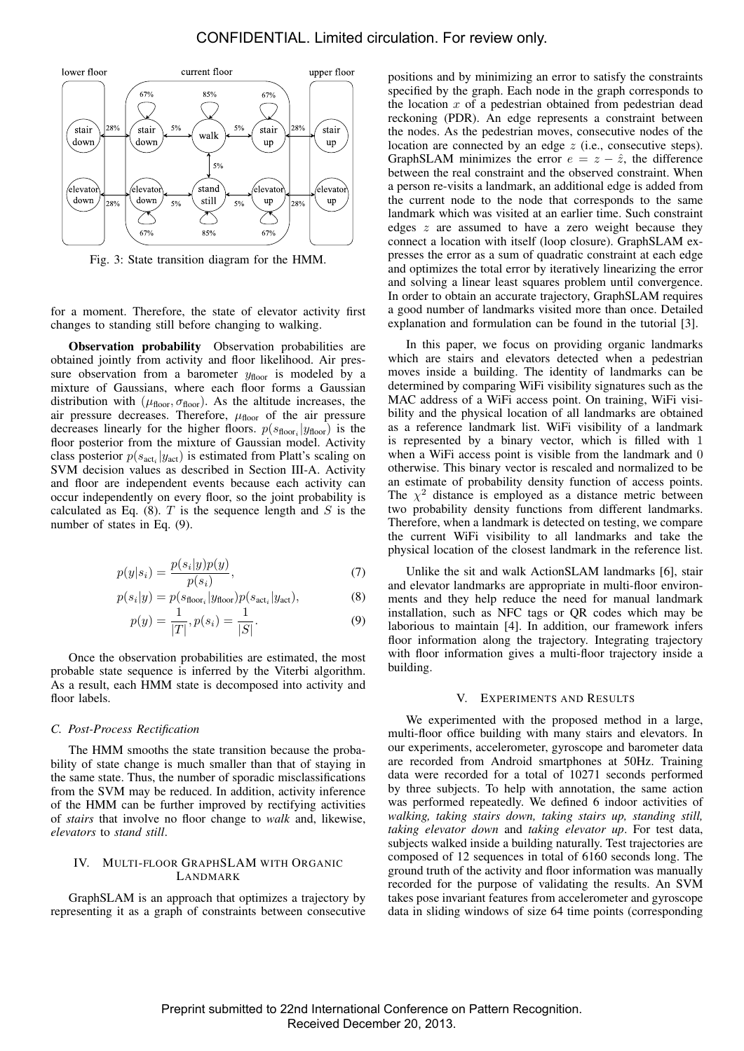Fig. 3: State transition diagram for the HMM.

for a moment. Therefore, the state of elevator activity first changes to standing still before changing to walking.

**Observation probability** Observation probabilities are obtained jointly from activity and floor likelihood. Air pressure observation from a barometer $y_{\text{floor}}$ is modeled by a mixture of Gaussians, where each floor forms a Gaussian distribution with $(\mu_{\text{floor}}, \sigma_{\text{floor}})$. As the altitude increases, the air pressure decreases. Therefore, $\mu_{\text{floor}}$ of the air pressure decreases linearly for the higher floors. $p(s_{\text{floor}_i}|y_{\text{floor}})$ is the floor posterior from the mixture of Gaussian model. Activity class posterior $p(s_{\text{act}_i}|y_{\text{act}})$ is estimated from Platt's scaling on SVM decision values as described in Section III-A. Activity and floor are independent events because each activity can occur independently on every floor, so the joint probability is calculated as Eq. (8). $T$ is the sequence length and $S$ is the number of states in Eq. (9).

$$p(y|s_i) = \frac{p(s_i|y)p(y)}{p(s_i)}, \tag{7}$$

$$p(s_i|y) = p(s_{\text{floor}_i}|y_{\text{floor}})p(s_{\text{act}_i}|y_{\text{act}}), \tag{8}$$

$$p(y) = \frac{1}{|T|}, p(s_i) = \frac{1}{|S|}. \tag{9}$$

Once the observation probabilities are estimated, the most probable state sequence is inferred by the Viterbi algorithm. As a result, each HMM state is decomposed into activity and floor labels.

### C. Post-Process Rectification

The HMM smooths the state transition because the probability of state change is much smaller than that of staying in the same state. Thus, the number of sporadic misclassifications from the SVM may be reduced. In addition, activity inference of the HMM can be further improved by rectifying activities of *stairs* that involve no floor change to *walk* and, likewise, *elevators* to *stand still*.

## IV. Multi-floor GraphSLAM with Organic Landmark

GraphSLAM is an approach that optimizes a trajectory by representing it as a graph of constraints between consecutive positions and by minimizing an error to satisfy the constraints specified by the graph. Each node in the graph corresponds to the location $x$ of a pedestrian obtained from pedestrian dead reckoning (PDR). An edge represents a constraint between the nodes. As the pedestrian moves, consecutive nodes of the location are connected by an edge $z$ (i.e., consecutive steps). GraphSLAM minimizes the error $e = z - \hat{z}$, the difference between the real constraint and the observed constraint. When a person re-visits a landmark, an additional edge is added from the current node to the node that corresponds to the same landmark which was visited at an earlier time. Such constraint edges $z$ are assumed to have a zero weight because they connect a location with itself (loop closure). GraphSLAM expresses the error as a sum of quadratic constraint at each edge and optimizes the total error by iteratively linearizing the error and solving a linear least squares problem until convergence. In order to obtain an accurate trajectory, GraphSLAM requires a good number of landmarks visited more than once. Detailed explanation and formulation can be found in the tutorial [3].

In this paper, we focus on providing organic landmarks which are stairs and elevators detected when a pedestrian moves inside a building. The identity of landmarks can be determined by comparing WiFi visibility signatures such as the MAC address of a WiFi access point. On training, WiFi visibility and the physical location of all landmarks are obtained as a reference landmark list. WiFi visibility of a landmark is represented by a binary vector, which is filled with 1 when a WiFi access point is visible from the landmark and 0 otherwise. This binary vector is rescaled and normalized to be an estimate of probability density function of access points. The $\chi^2$ distance is employed as a distance metric between two probability density functions from different landmarks. Therefore, when a landmark is detected on testing, we compare the current WiFi visibility to all landmarks and take the physical location of the closest landmark in the reference list.

Unlike the sit and walk ActionSLAM landmarks [6], stair and elevator landmarks are appropriate in multi-floor environments and they help reduce the need for manual landmark installation, such as NFC tags or QR codes which may be laborious to maintain [4]. In addition, our framework infers floor information along the trajectory. Integrating trajectory with floor information gives a multi-floor trajectory inside a building.

## V. Experiments and Results

We experimented with the proposed method in a large, multi-floor office building with many stairs and elevators. In our experiments, accelerometer, gyroscope and barometer data are recorded from Android smartphones at 50Hz. Training data were recorded for a total of 10271 seconds performed by three subjects. To help with annotation, the same action was performed repeatedly. We defined 6 indoor activities of *walking, taking stairs down, taking stairs up, standing still, taking elevator down* and *taking elevator up*. For test data, subjects walked inside a building naturally. Test trajectories are composed of 12 sequences in total of 6160 seconds long. The ground truth of the activity and floor information was manually recorded for the purpose of validating the results. An SVM takes pose invariant features from accelerometer and gyroscope data in sliding windows of size 64 time points (corresponding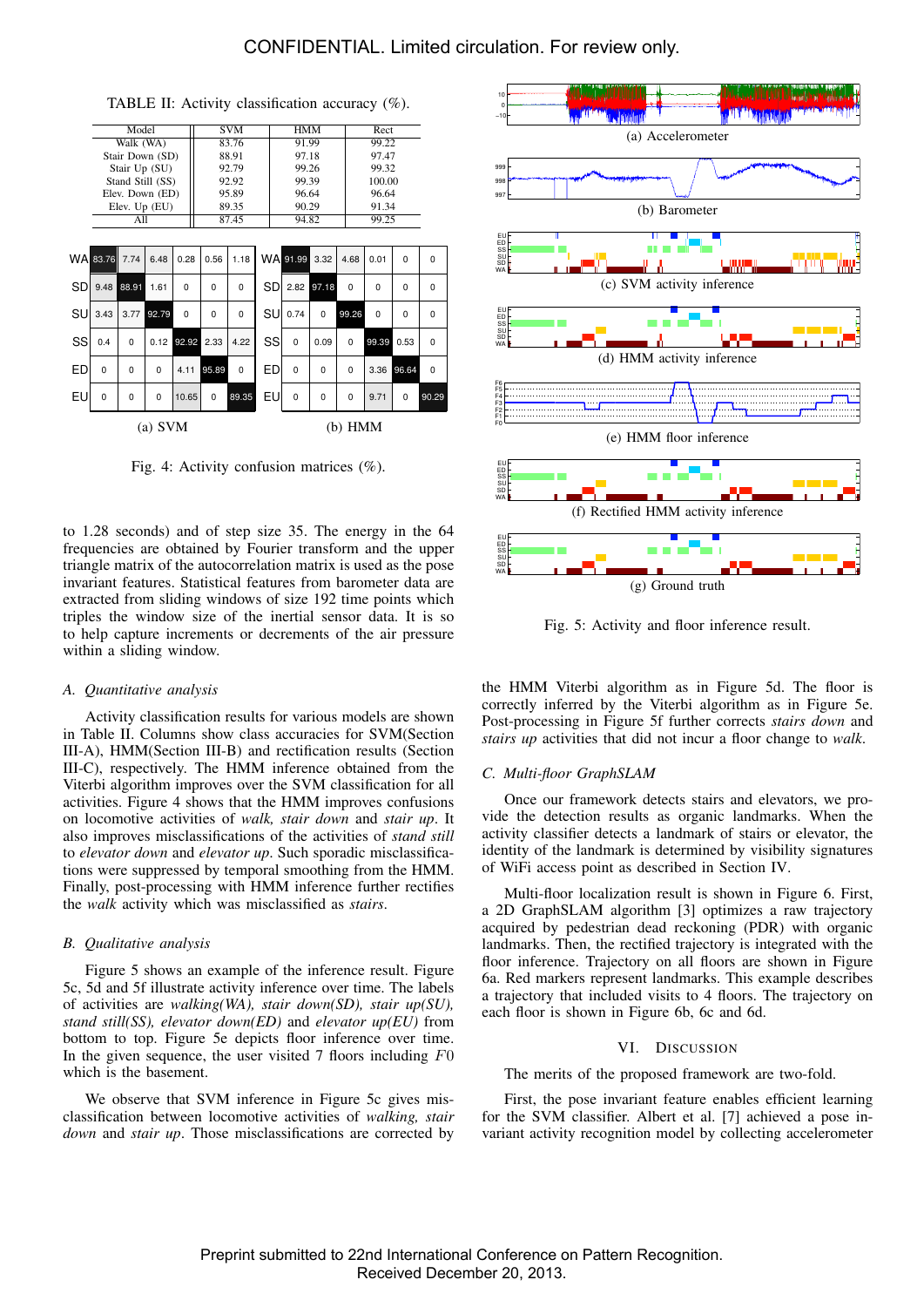TABLE II: Activity classification accuracy (%).

| Model | SVM | HMM | Rect |
|---|---|---|---|
| Walk (WA) | 83.76 | 91.99 | 99.22 |
| Stair Down (SD) | 88.91 | 97.18 | 97.47 |
| Stair Up (SU) | 92.79 | 99.26 | 99.32 |
| Stand Still (SS) | 92.92 | 99.39 | 100.00 |
| Elev. Down (ED) | 95.89 | 96.64 | 96.64 |
| Elev. Up (EU) | 89.35 | 90.29 | 91.34 |
| All | 87.45 | 94.82 | 99.25 |

|  | WA | SD | SU | SS | ED | EU |
|---|---|---|---|---|---|---|
| WA | 83.76 | 7.74 | 6.48 | 0.28 | 0.56 | 1.18 |
| SD | 9.48 | 88.91 | 1.61 | 0 | 0 | 0 |
| SU | 3.43 | 3.77 | 92.79 | 0 | 0 | 0 |
| SS | 0.4 | 0 | 0.12 | 92.92 | 2.33 | 4.22 |
| ED | 0 | 0 | 0 | 4.11 | 95.89 | 0 |
| EU | 0 | 0 | 0 | 10.65 | 0 | 89.35 |

(a) SVM

|  | WA | SD | SU | SS | ED | EU |
|---|---|---|---|---|---|---|
| WA | 91.99 | 3.32 | 4.68 | 0.01 | 0 | 0 |
| SD | 2.82 | 97.18 | 0 | 0 | 0 | 0 |
| SU | 0.74 | 0 | 99.26 | 0 | 0 | 0 |
| SS | 0 | 0.09 | 0 | 99.39 | 0.53 | 0 |
| ED | 0 | 0 | 0 | 3.36 | 96.64 | 0 |
| EU | 0 | 0 | 0 | 9.71 | 0 | 90.29 |

(b) HMM

Fig. 4: Activity confusion matrices (%).

(a) Accelerometer

(b) Barometer

(c) SVM activity inference

(d) HMM activity inference

(e) HMM floor inference

(f) Rectified HMM activity inference

(g) Ground truth

Fig. 5: Activity and floor inference result.

to 1.28 seconds) and of step size 35. The energy in the 64 frequencies are obtained by Fourier transform and the upper triangle matrix of the autocorrelation matrix is used as the pose invariant features. Statistical features from barometer data are extracted from sliding windows of size 192 time points which triples the window size of the inertial sensor data. It is so to help capture increments or decrements of the air pressure within a sliding window.

### A. Quantitative analysis

Activity classification results for various models are shown in Table II. Columns show class accuracies for SVM(Section III-A), HMM(Section III-B) and rectification results (Section III-C), respectively. The HMM inference obtained from the Viterbi algorithm improves over the SVM classification for all activities. Figure 4 shows that the HMM improves confusions on locomotive activities of *walk, stair down* and *stair up*. It also improves misclassifications of the activities of *stand still* to *elevator down* and *elevator up*. Such sporadic misclassifications were suppressed by temporal smoothing from the HMM. Finally, post-processing with HMM inference further rectifies the *walk* activity which was misclassified as *stairs*.

### B. Qualitative analysis

Figure 5 shows an example of the inference result. Figure 5c, 5d and 5f illustrate activity inference over time. The labels of activities are *walking(WA), stair down(SD), stair up(SU), stand still(SS), elevator down(ED)* and *elevator up(EU)* from bottom to top. Figure 5e depicts floor inference over time. In the given sequence, the user visited 7 floors including $F0$ which is the basement.

We observe that SVM inference in Figure 5c gives misclassification between locomotive activities of *walking, stair down* and *stair up*. Those misclassifications are corrected by the HMM Viterbi algorithm as in Figure 5d. The floor is correctly inferred by the Viterbi algorithm as in Figure 5e. Post-processing in Figure 5f further corrects *stairs down* and *stairs up* activities that did not incur a floor change to *walk*.

### C. Multi-floor GraphSLAM

Once our framework detects stairs and elevators, we provide the detection results as organic landmarks. When the activity classifier detects a landmark of stairs or elevator, the identity of the landmark is determined by visibility signatures of WiFi access point as described in Section IV.

Multi-floor localization result is shown in Figure 6. First, a 2D GraphSLAM algorithm [3] optimizes a raw trajectory acquired by pedestrian dead reckoning (PDR) with organic landmarks. Then, the rectified trajectory is integrated with the floor inference. Trajectory on all floors are shown in Figure 6a. Red markers represent landmarks. This example describes a trajectory that included visits to 4 floors. The trajectory on each floor is shown in Figure 6b, 6c and 6d.

## VI. Discussion

The merits of the proposed framework are two-fold.

First, the pose invariant feature enables efficient learning for the SVM classifier. Albert et al. [7] achieved a pose invariant activity recognition model by collecting accelerometer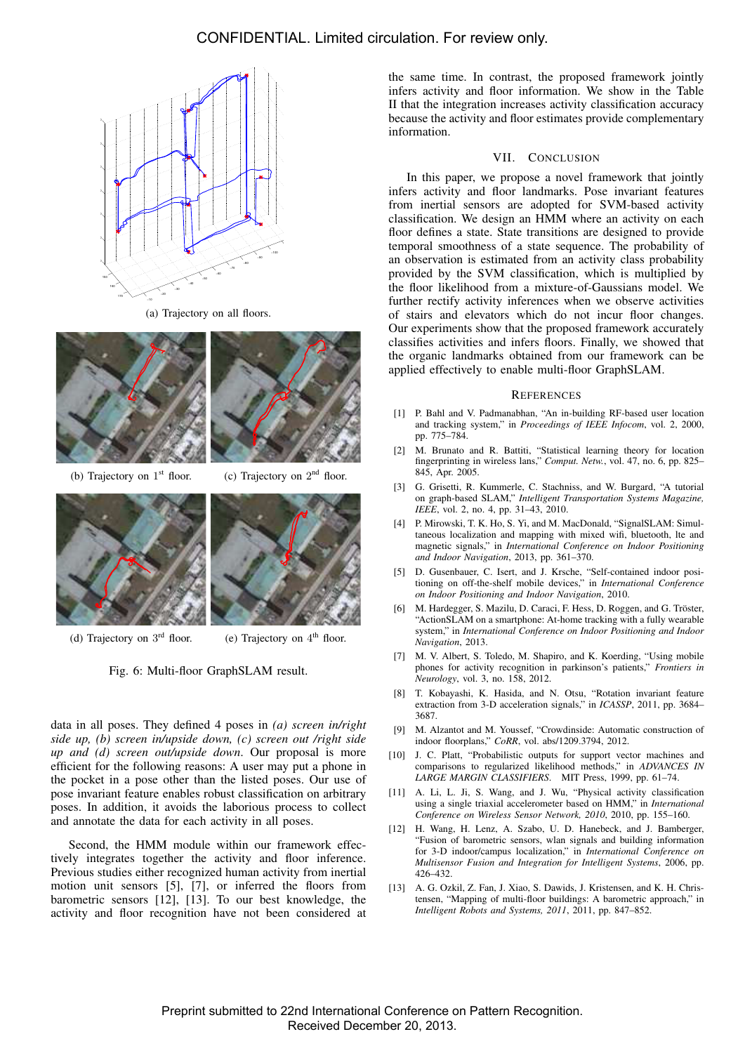(a) Trajectory on all floors.

(b) Trajectory on 1st floor.

(c) Trajectory on 2nd floor.

(d) Trajectory on 3rd floor.

(e) Trajectory on 4th floor.

Fig. 6: Multi-floor GraphSLAM result.

data in all poses. They defined 4 poses in *(a) screen in/right side up, (b) screen in/upside down, (c) screen out /right side up and (d) screen out/upside down*. Our proposal is more efficient for the following reasons: A user may put a phone in the pocket in a pose other than the listed poses. Our use of pose invariant feature enables robust classification on arbitrary poses. In addition, it avoids the laborious process to collect and annotate the data for each activity in all poses.

Second, the HMM module within our framework effectively integrates together the activity and floor inference. Previous studies either recognized human activity from inertial motion unit sensors [5], [7], or inferred the floors from barometric sensors [12], [13]. To our best knowledge, the activity and floor recognition have not been considered at the same time. In contrast, the proposed framework jointly infers activity and floor information. We show in the Table II that the integration increases activity classification accuracy because the activity and floor estimates provide complementary information.

## VII. Conclusion

In this paper, we propose a novel framework that jointly infers activity and floor landmarks. Pose invariant features from inertial sensors are adopted for SVM-based activity classification. We design an HMM where an activity on each floor defines a state. State transitions are designed to provide temporal smoothness of a state sequence. The probability of an observation is estimated from an activity class probability provided by the SVM classification, which is multiplied by the floor likelihood from a mixture-of-Gaussians model. We further rectify activity inferences when we observe activities of stairs and elevators which do not incur floor changes. Our experiments show that the proposed framework accurately classifies activities and infers floors. Finally, we showed that the organic landmarks obtained from our framework can be applied effectively to enable multi-floor GraphSLAM.

## References

[1] P. Bahl and V. Padmanabhan, "An in-building RF-based user location and tracking system," in *Proceedings of IEEE Infocom*, vol. 2, 2000, pp. 775–784.

[2] M. Brunato and R. Battiti, "Statistical learning theory for location fingerprinting in wireless lans," *Comput. Netw.*, vol. 47, no. 6, pp. 825–845, Apr. 2005.

[3] G. Grisetti, R. Kummerle, C. Stachniss, and W. Burgard, "A tutorial on graph-based SLAM," *Intelligent Transportation Systems Magazine, IEEE*, vol. 2, no. 4, pp. 31–43, 2010.

[4] P. Mirowski, T. K. Ho, S. Yi, and M. MacDonald, "SignalSLAM: Simultaneous localization and mapping with mixed wifi, bluetooth, lte and magnetic signals," in *International Conference on Indoor Positioning and Indoor Navigation*, 2013, pp. 361–370.

[5] D. Gusenbauer, C. Isert, and J. Krsche, "Self-contained indoor positioning on off-the-shelf mobile devices," in *International Conference on Indoor Positioning and Indoor Navigation*, 2010.

[6] M. Hardegger, S. Mazilu, D. Caraci, F. Hess, D. Roggen, and G. Tröster, "ActionSLAM on a smartphone: At-home tracking with a fully wearable system," in *International Conference on Indoor Positioning and Indoor Navigation*, 2013.

[7] M. V. Albert, S. Toledo, M. Shapiro, and K. Koerding, "Using mobile phones for activity recognition in parkinson's patients," *Frontiers in Neurology*, vol. 3, no. 158, 2012.

[8] T. Kobayashi, K. Hasida, and N. Otsu, "Rotation invariant feature extraction from 3-D acceleration signals," in *ICASSP*, 2011, pp. 3684–3687.

[9] M. Alzantot and M. Youssef, "Crowdinside: Automatic construction of indoor floorplans," *CoRR*, vol. abs/1209.3794, 2012.

[10] J. C. Platt, "Probabilistic outputs for support vector machines and comparisons to regularized likelihood methods," in *ADVANCES IN LARGE MARGIN CLASSIFIERS*. MIT Press, 1999, pp. 61–74.

[11] A. Li, L. Ji, S. Wang, and J. Wu, "Physical activity classification using a single triaxial accelerometer based on HMM," in *International Conference on Wireless Sensor Network, 2010*, 2010, pp. 155–160.

[12] H. Wang, H. Lenz, A. Szabo, U. D. Hanebeck, and J. Bamberger, "Fusion of barometric sensors, wlan signals and building information for 3-D indoor/campus localization," in *International Conference on Multisensor Fusion and Integration for Intelligent Systems*, 2006, pp. 426–432.

[13] A. G. Ozkil, Z. Fan, J. Xiao, S. Dawids, J. Kristensen, and K. H. Christensen, "Mapping of multi-floor buildings: A barometric approach," in *Intelligent Robots and Systems, 2011*, 2011, pp. 847–852.